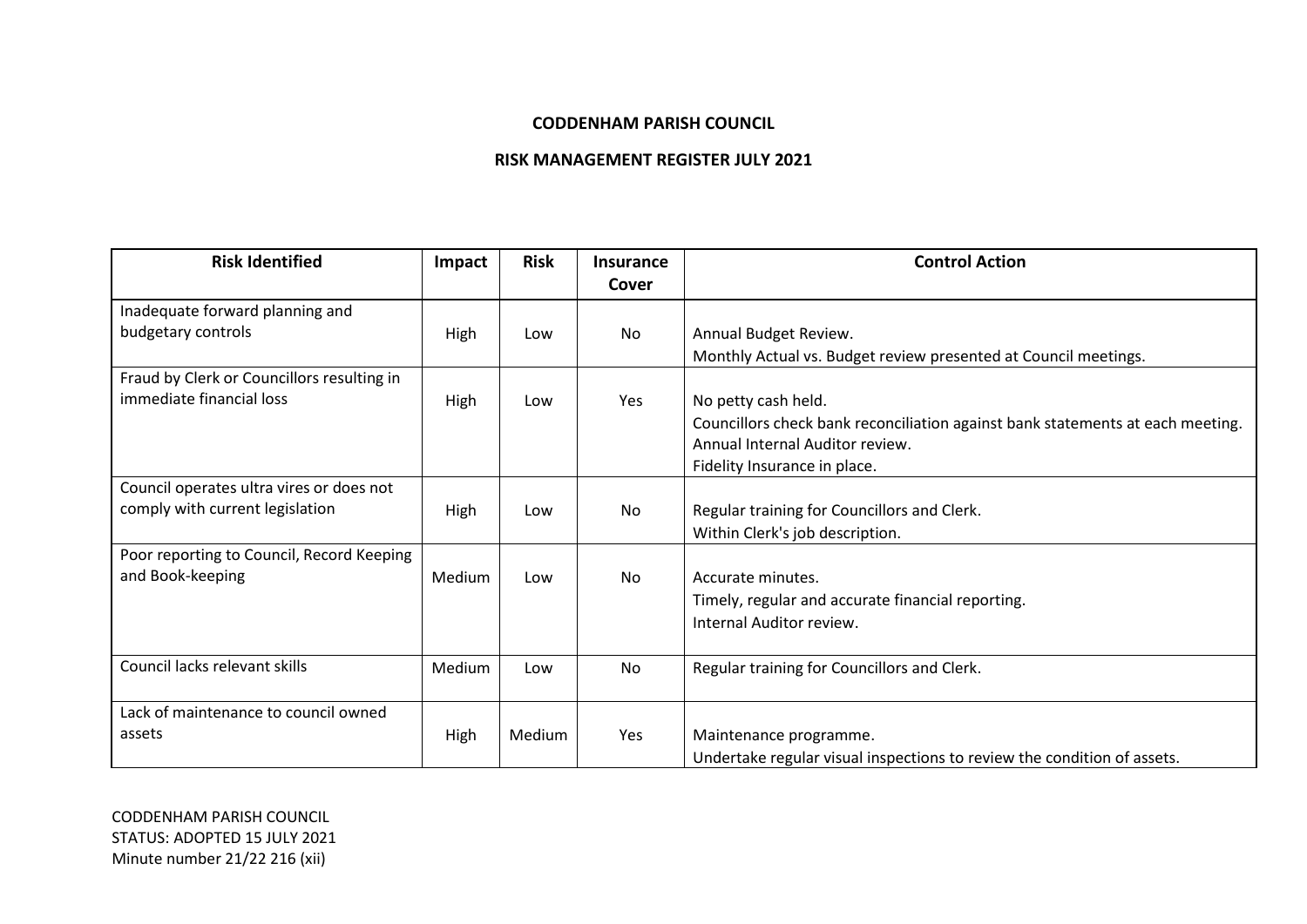**CODDENHAM PARISH COUNCIL**

**RISK MANAGEMENT REGISTER JULY 2021**

| Risk Identified | Impact | Risk | Insurance Cover | Control Action |
|---|---|---|---|---|
| Inadequate forward planning and budgetary controls | High | Low | No | Annual Budget Review.<br>Monthly Actual vs. Budget review presented at Council meetings. |
| Fraud by Clerk or Councillors resulting in immediate financial loss | High | Low | Yes | No petty cash held.<br>Councillors check bank reconciliation against bank statements at each meeting.<br>Annual Internal Auditor review.<br>Fidelity Insurance in place. |
| Council operates ultra vires or does not comply with current legislation | High | Low | No | Regular training for Councillors and Clerk.<br>Within Clerk's job description. |
| Poor reporting to Council, Record Keeping and Book-keeping | Medium | Low | No | Accurate minutes.<br>Timely, regular and accurate financial reporting.<br>Internal Auditor review. |
| Council lacks relevant skills | Medium | Low | No | Regular training for Councillors and Clerk. |
| Lack of maintenance to council owned assets | High | Medium | Yes | Maintenance programme.<br>Undertake regular visual inspections to review the condition of assets. |

CODDENHAM PARISH COUNCIL
STATUS: ADOPTED 15 JULY 2021
Minute number 21/22 216 (xii)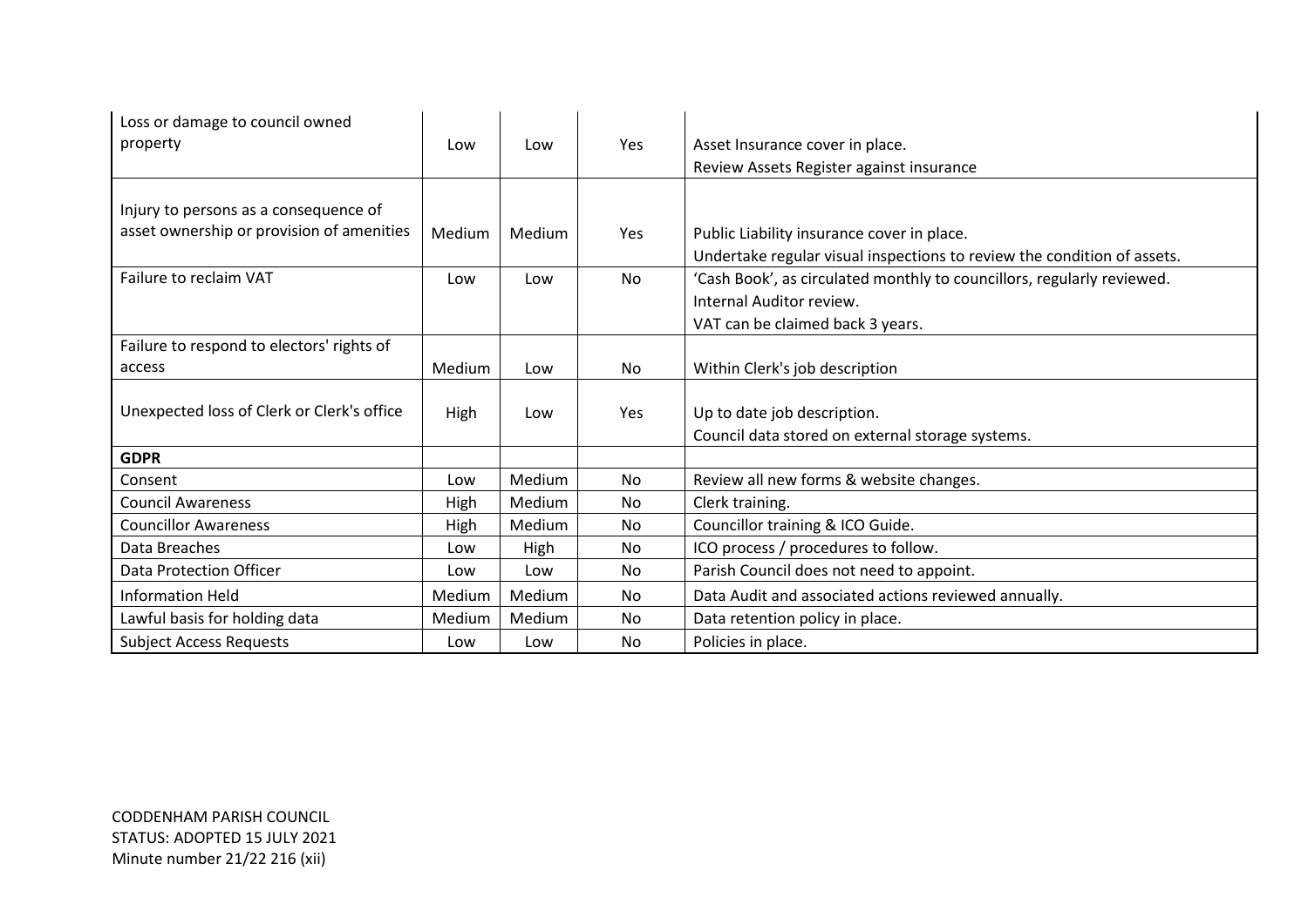| | | | | |
|---|---|---|---|---|
| Loss or damage to council owned property | Low | Low | Yes | Asset Insurance cover in place.<br>Review Assets Register against insurance |
| Injury to persons as a consequence of asset ownership or provision of amenities | Medium | Medium | Yes | Public Liability insurance cover in place.<br>Undertake regular visual inspections to review the condition of assets. |
| Failure to reclaim VAT | Low | Low | No | 'Cash Book', as circulated monthly to councillors, regularly reviewed.<br>Internal Auditor review.<br>VAT can be claimed back 3 years. |
| Failure to respond to electors' rights of access | Medium | Low | No | Within Clerk's job description |
| Unexpected loss of Clerk or Clerk's office | High | Low | Yes | Up to date job description.<br>Council data stored on external storage systems. |
| **GDPR** | | | | |
| Consent | Low | Medium | No | Review all new forms & website changes. |
| Council Awareness | High | Medium | No | Clerk training. |
| Councillor Awareness | High | Medium | No | Councillor training & ICO Guide. |
| Data Breaches | Low | High | No | ICO process / procedures to follow. |
| Data Protection Officer | Low | Low | No | Parish Council does not need to appoint. |
| Information Held | Medium | Medium | No | Data Audit and associated actions reviewed annually. |
| Lawful basis for holding data | Medium | Medium | No | Data retention policy in place. |
| Subject Access Requests | Low | Low | No | Policies in place. |

CODDENHAM PARISH COUNCIL
STATUS: ADOPTED 15 JULY 2021
Minute number 21/22 216 (xii)